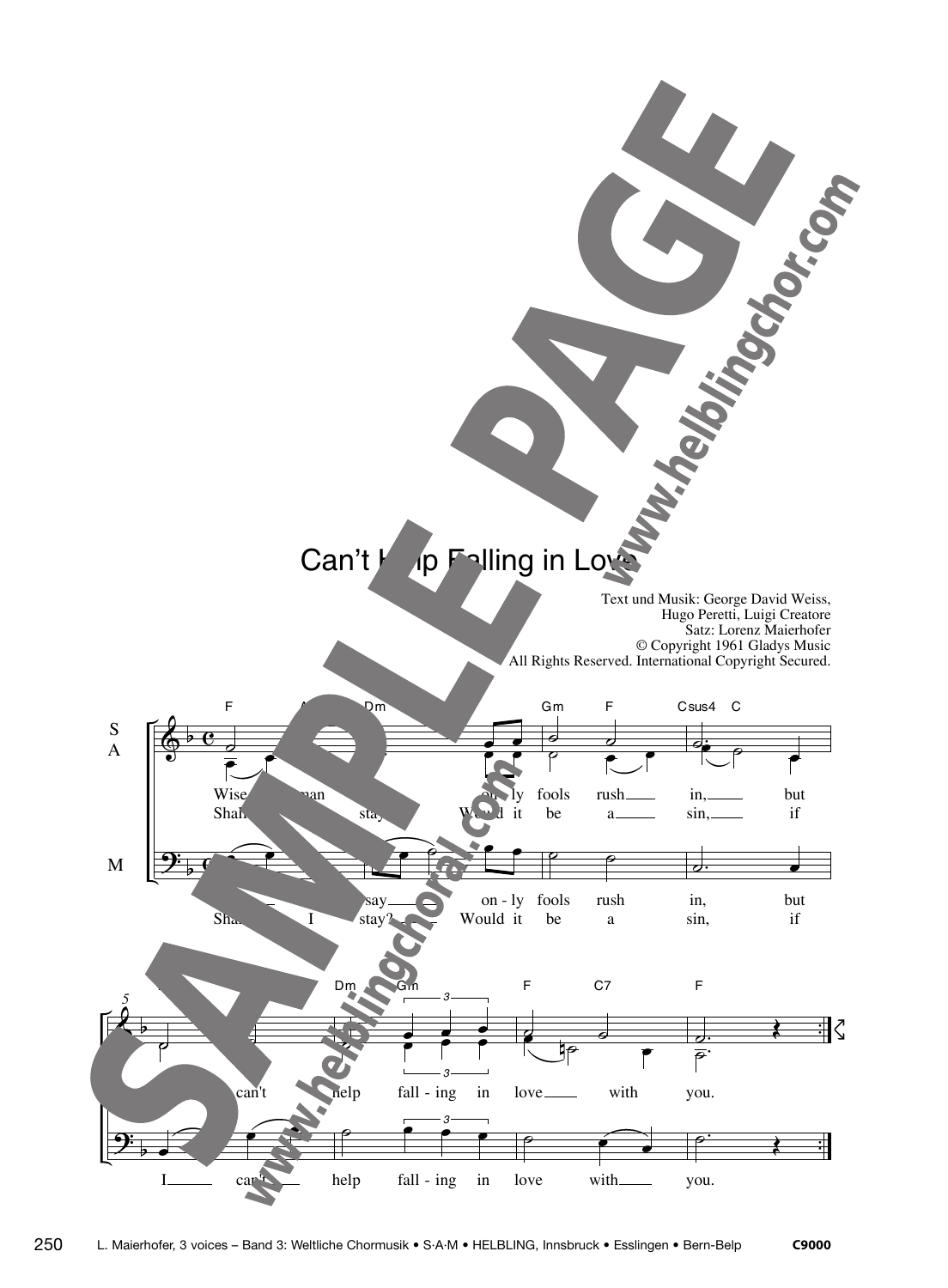# Can't Help Falling in Love

Text und Musik: George David Weiss,
Hugo Peretti, Luigi Creatore
Satz: Lorenz Maierhofer
© Copyright 1961 Gladys Music
All Rights Reserved. International Copyright Secured.

SAMPLE PAGE
www.helblingchor.com
www.helblingchoral.com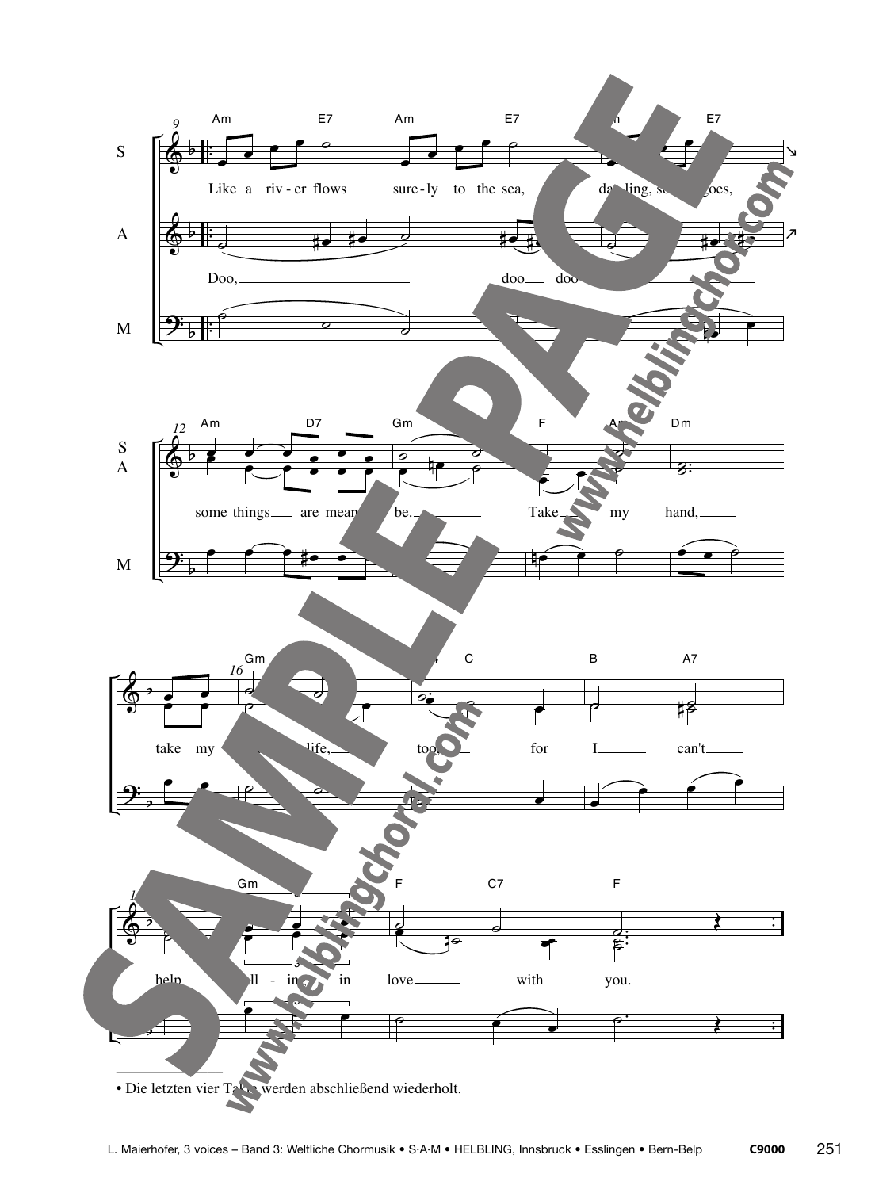• Die letzten vier Takte werden abschließend wiederholt.